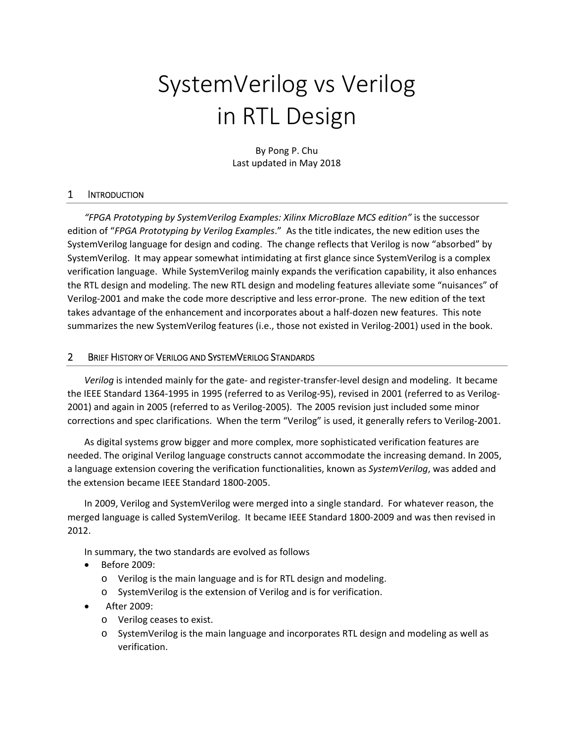# SystemVerilog vs Verilog in RTL Design

By Pong P. Chu
Last updated in May 2018

## 1 Introduction

*"FPGA Prototyping by SystemVerilog Examples: Xilinx MicroBlaze MCS edition"* is the successor edition of "*FPGA Prototyping by Verilog Examples*." As the title indicates, the new edition uses the SystemVerilog language for design and coding. The change reflects that Verilog is now "absorbed" by SystemVerilog. It may appear somewhat intimidating at first glance since SystemVerilog is a complex verification language. While SystemVerilog mainly expands the verification capability, it also enhances the RTL design and modeling. The new RTL design and modeling features alleviate some "nuisances" of Verilog-2001 and make the code more descriptive and less error-prone. The new edition of the text takes advantage of the enhancement and incorporates about a half-dozen new features. This note summarizes the new SystemVerilog features (i.e., those not existed in Verilog-2001) used in the book.

## 2 Brief History of Verilog and SystemVerilog Standards

*Verilog* is intended mainly for the gate- and register-transfer-level design and modeling. It became the IEEE Standard 1364-1995 in 1995 (referred to as Verilog-95), revised in 2001 (referred to as Verilog-2001) and again in 2005 (referred to as Verilog-2005). The 2005 revision just included some minor corrections and spec clarifications. When the term "Verilog" is used, it generally refers to Verilog-2001.

As digital systems grow bigger and more complex, more sophisticated verification features are needed. The original Verilog language constructs cannot accommodate the increasing demand. In 2005, a language extension covering the verification functionalities, known as *SystemVerilog*, was added and the extension became IEEE Standard 1800-2005.

In 2009, Verilog and SystemVerilog were merged into a single standard. For whatever reason, the merged language is called SystemVerilog. It became IEEE Standard 1800-2009 and was then revised in 2012.

In summary, the two standards are evolved as follows

- Before 2009:
  - Verilog is the main language and is for RTL design and modeling.
  - SystemVerilog is the extension of Verilog and is for verification.
- After 2009:
  - Verilog ceases to exist.
  - SystemVerilog is the main language and incorporates RTL design and modeling as well as verification.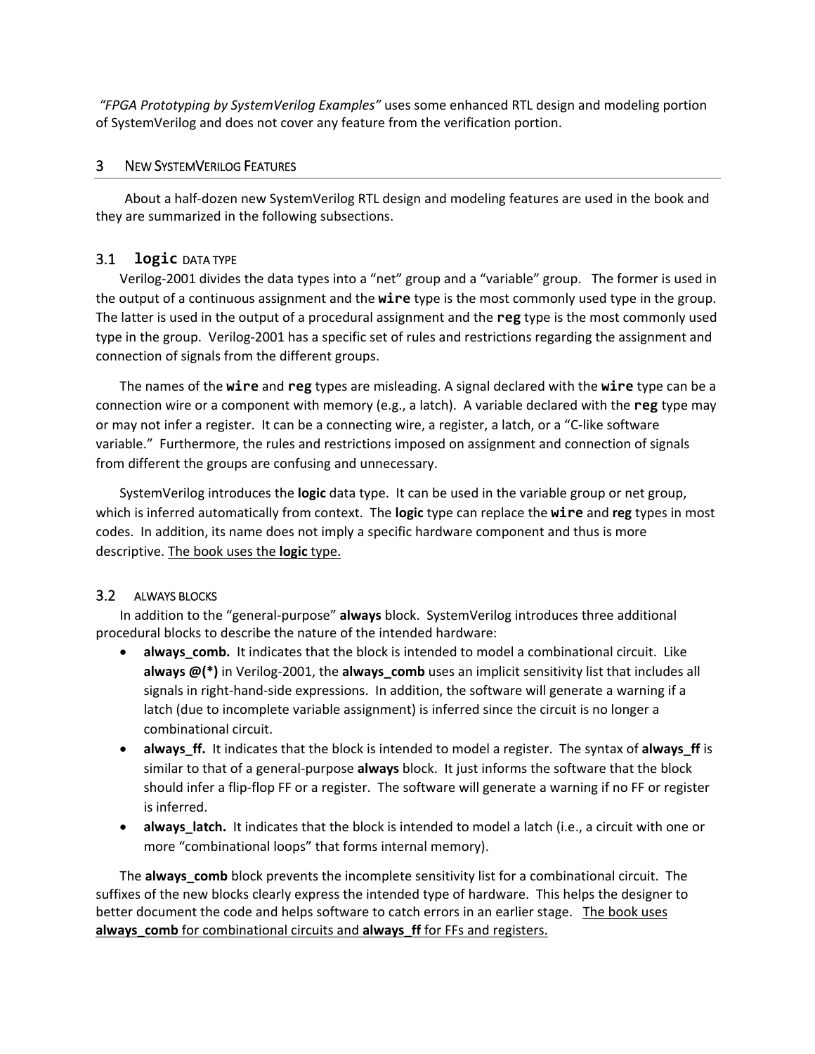*"FPGA Prototyping by SystemVerilog Examples"* uses some enhanced RTL design and modeling portion of SystemVerilog and does not cover any feature from the verification portion.

## 3 NEW SYSTEMVERILOG FEATURES

About a half-dozen new SystemVerilog RTL design and modeling features are used in the book and they are summarized in the following subsections.

### 3.1 `logic` DATA TYPE

Verilog-2001 divides the data types into a "net" group and a "variable" group. The former is used in the output of a continuous assignment and the **`wire`** type is the most commonly used type in the group. The latter is used in the output of a procedural assignment and the **`reg`** type is the most commonly used type in the group. Verilog-2001 has a specific set of rules and restrictions regarding the assignment and connection of signals from the different groups.

The names of the **`wire`** and **`reg`** types are misleading. A signal declared with the **`wire`** type can be a connection wire or a component with memory (e.g., a latch). A variable declared with the **`reg`** type may or may not infer a register. It can be a connecting wire, a register, a latch, or a "C-like software variable." Furthermore, the rules and restrictions imposed on assignment and connection of signals from different the groups are confusing and unnecessary.

SystemVerilog introduces the **logic** data type. It can be used in the variable group or net group, which is inferred automatically from context. The **logic** type can replace the **`wire`** and **reg** types in most codes. In addition, its name does not imply a specific hardware component and thus is more descriptive. <u>The book uses the **logic** type.</u>

### 3.2 ALWAYS BLOCKS

In addition to the "general-purpose" **always** block. SystemVerilog introduces three additional procedural blocks to describe the nature of the intended hardware:

- **always_comb.** It indicates that the block is intended to model a combinational circuit. Like **always @(*)** in Verilog-2001, the **always_comb** uses an implicit sensitivity list that includes all signals in right-hand-side expressions. In addition, the software will generate a warning if a latch (due to incomplete variable assignment) is inferred since the circuit is no longer a combinational circuit.
- **always_ff.** It indicates that the block is intended to model a register. The syntax of **always_ff** is similar to that of a general-purpose **always** block. It just informs the software that the block should infer a flip-flop FF or a register. The software will generate a warning if no FF or register is inferred.
- **always_latch.** It indicates that the block is intended to model a latch (i.e., a circuit with one or more "combinational loops" that forms internal memory).

The **always_comb** block prevents the incomplete sensitivity list for a combinational circuit. The suffixes of the new blocks clearly express the intended type of hardware. This helps the designer to better document the code and helps software to catch errors in an earlier stage. <u>The book uses **always_comb** for combinational circuits and **always_ff** for FFs and registers.</u>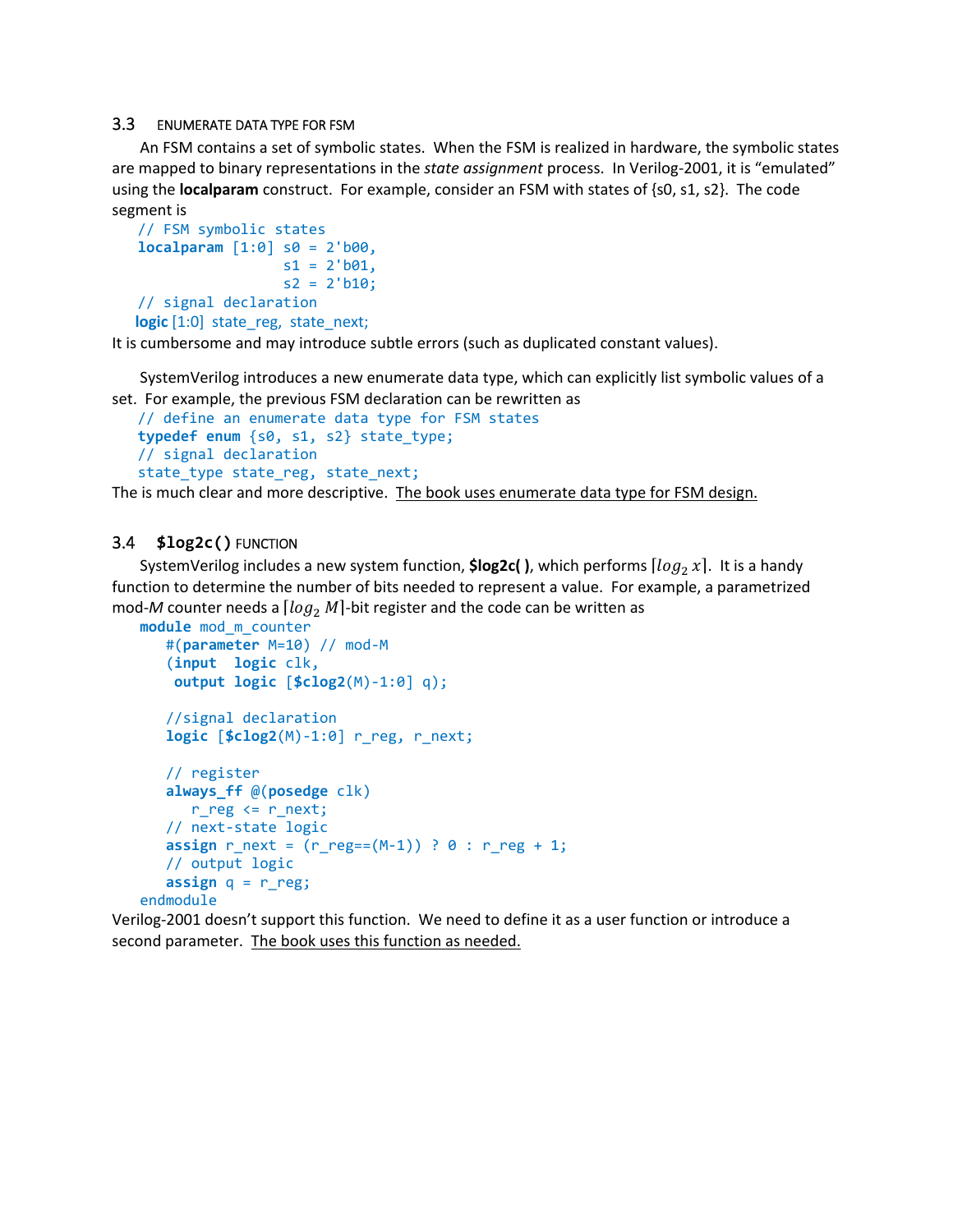### 3.3 ENUMERATE DATA TYPE FOR FSM

An FSM contains a set of symbolic states. When the FSM is realized in hardware, the symbolic states are mapped to binary representations in the *state assignment* process. In Verilog-2001, it is "emulated" using the **localparam** construct. For example, consider an FSM with states of {s0, s1, s2}. The code segment is

```
// FSM symbolic states
localparam [1:0] s0 = 2'b00,
                 s1 = 2'b01,
                 s2 = 2'b10;
// signal declaration
logic [1:0] state_reg, state_next;
```

It is cumbersome and may introduce subtle errors (such as duplicated constant values).

SystemVerilog introduces a new enumerate data type, which can explicitly list symbolic values of a set. For example, the previous FSM declaration can be rewritten as

```
// define an enumerate data type for FSM states
typedef enum {s0, s1, s2} state_type;
// signal declaration
state_type state_reg, state_next;
```

The is much clear and more descriptive. <u>The book uses enumerate data type for FSM design.</u>

### 3.4 `$log2c()` FUNCTION

SystemVerilog includes a new system function, **$log2c( )**, which performs $\lceil log_2 x \rceil$. It is a handy function to determine the number of bits needed to represent a value. For example, a parametrized mod-*M* counter needs a $\lceil log_2 M \rceil$-bit register and the code can be written as

```
module mod_m_counter
   #(parameter M=10) // mod-M
   (input  logic clk,
    output logic [$clog2(M)-1:0] q);

   //signal declaration
   logic [$clog2(M)-1:0] r_reg, r_next;

   // register
   always_ff @(posedge clk)
      r_reg <= r_next;
   // next-state logic
   assign r_next = (r_reg==(M-1)) ? 0 : r_reg + 1;
   // output logic
   assign q = r_reg;
endmodule
```

Verilog-2001 doesn't support this function. We need to define it as a user function or introduce a second parameter. <u>The book uses this function as needed.</u>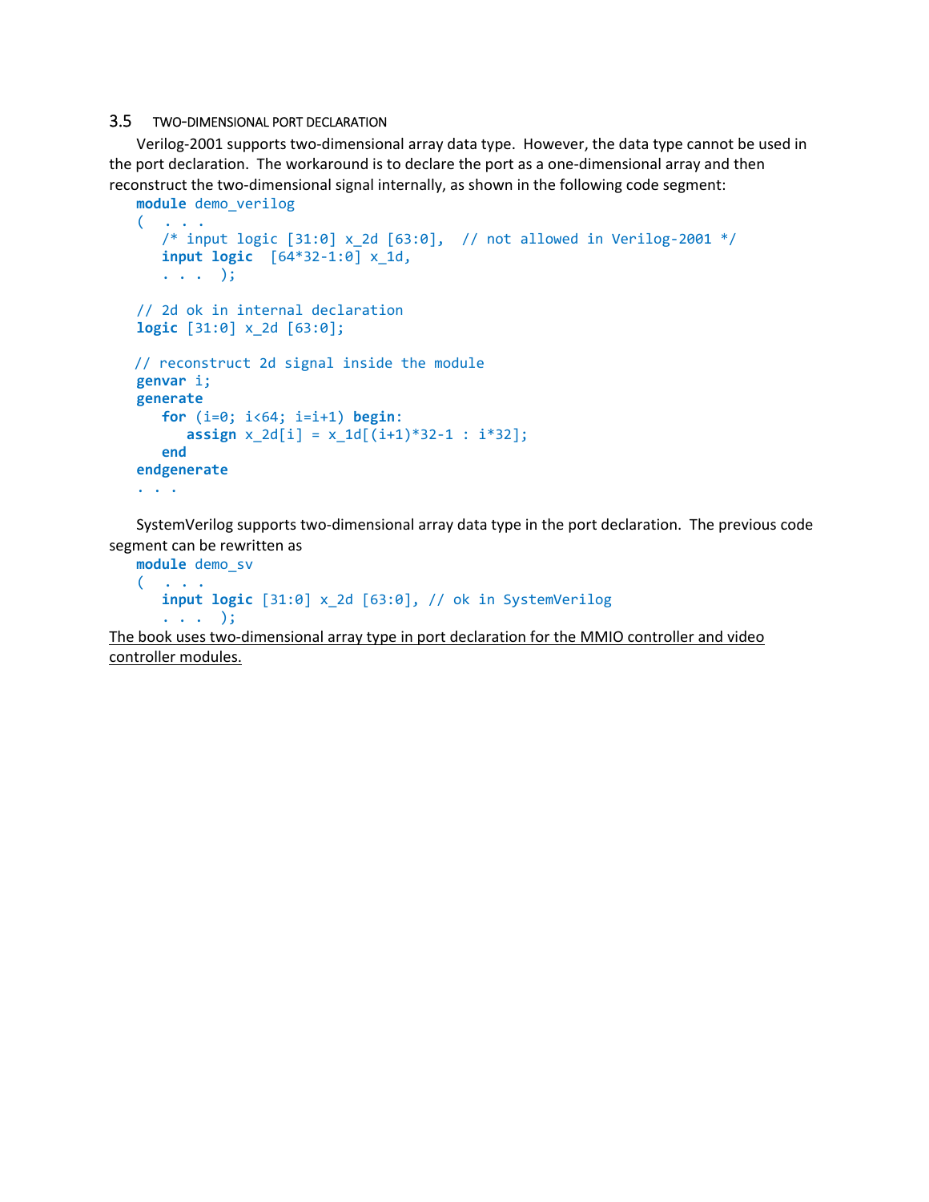### 3.5 TWO-DIMENSIONAL PORT DECLARATION

Verilog-2001 supports two-dimensional array data type. However, the data type cannot be used in the port declaration. The workaround is to declare the port as a one-dimensional array and then reconstruct the two-dimensional signal internally, as shown in the following code segment:

```
module demo_verilog
(  . . .
   /* input logic [31:0] x_2d [63:0],  // not allowed in Verilog-2001 */
   input logic  [64*32-1:0] x_1d,
   . . .  );

// 2d ok in internal declaration
logic [31:0] x_2d [63:0];

// reconstruct 2d signal inside the module
genvar i;
generate
   for (i=0; i<64; i=i+1) begin:
      assign x_2d[i] = x_1d[(i+1)*32-1 : i*32];
   end
endgenerate
. . .
```

SystemVerilog supports two-dimensional array data type in the port declaration. The previous code segment can be rewritten as

```
module demo_sv
(  . . .
   input logic [31:0] x_2d [63:0], // ok in SystemVerilog
   . . .  );
```

<u>The book uses two-dimensional array type in port declaration for the MMIO controller and video controller modules.</u>